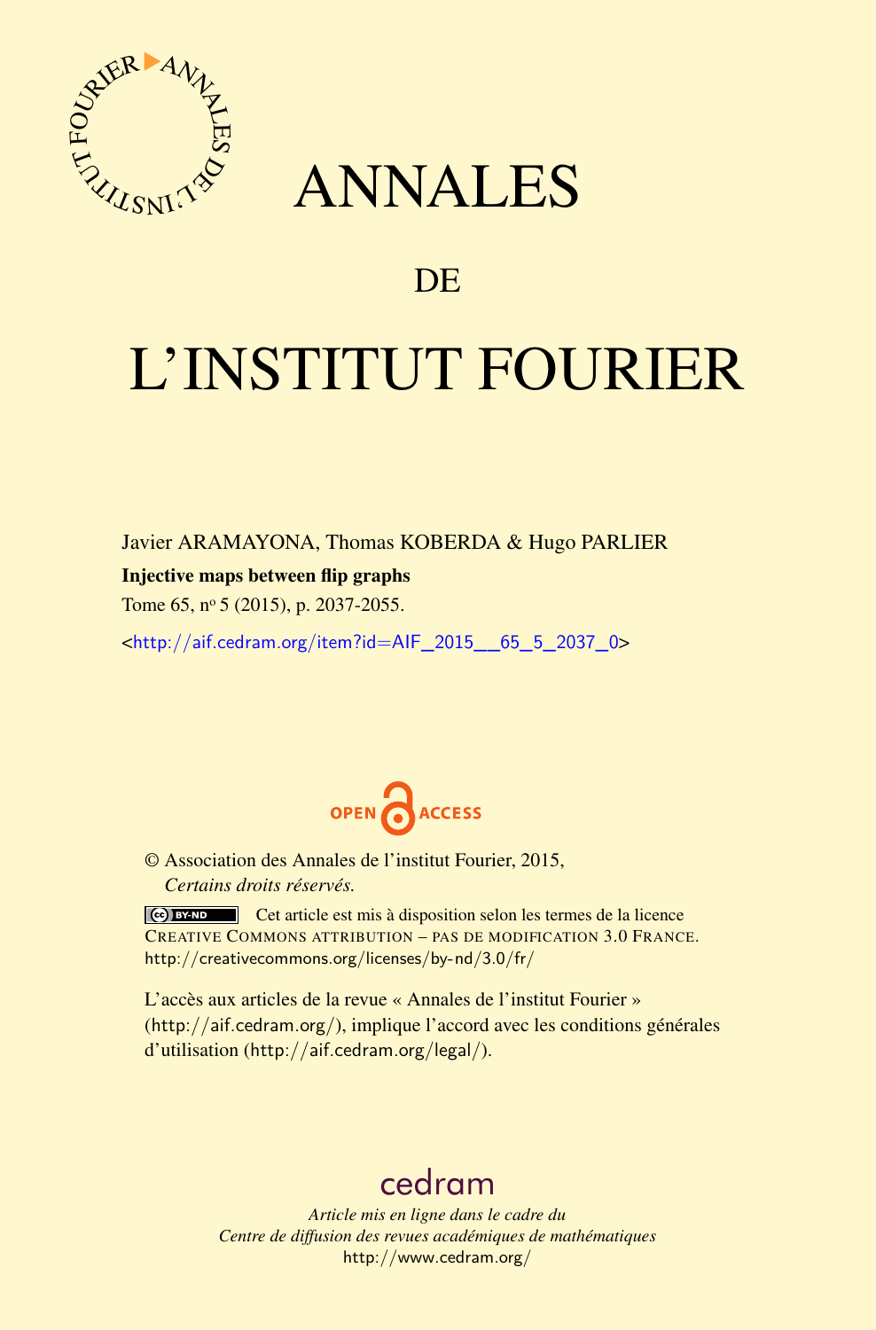# ANNALES

## DE

# L'INSTITUT FOURIER

Javier ARAMAYONA, Thomas KOBERDA & Hugo PARLIER

**Injective maps between flip graphs**

Tome 65, nº 5 (2015), p. 2037-2055.

<http://aif.cedram.org/item?id=AIF_2015__65_5_2037_0>

OPEN ACCESS

© Association des Annales de l'institut Fourier, 2015,
*Certains droits réservés.*

Cet article est mis à disposition selon les termes de la licence CREATIVE COMMONS ATTRIBUTION – PAS DE MODIFICATION 3.0 FRANCE.
http://creativecommons.org/licenses/by-nd/3.0/fr/

L'accès aux articles de la revue « Annales de l'institut Fourier » (http://aif.cedram.org/), implique l'accord avec les conditions générales d'utilisation (http://aif.cedram.org/legal/).

cedram

*Article mis en ligne dans le cadre du*
*Centre de diffusion des revues académiques de mathématiques*
http://www.cedram.org/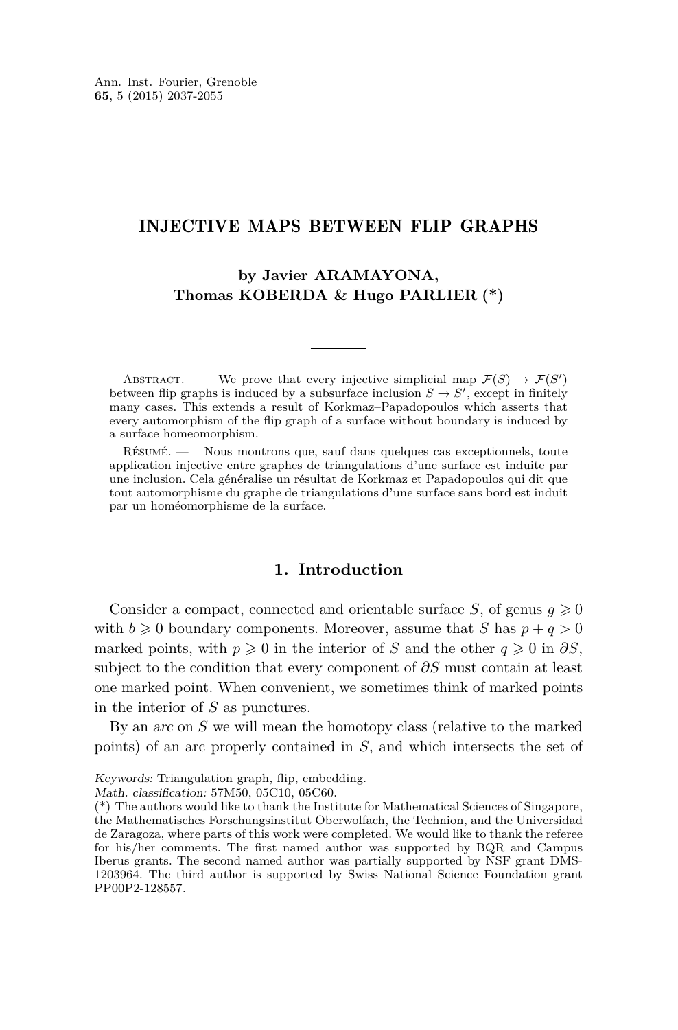# INJECTIVE MAPS BETWEEN FLIP GRAPHS

**by Javier ARAMAYONA, Thomas KOBERDA & Hugo PARLIER (*)**

Abstract. — We prove that every injective simplicial map $\mathcal{F}(S) \to \mathcal{F}(S')$ between flip graphs is induced by a subsurface inclusion $S \to S'$, except in finitely many cases. This extends a result of Korkmaz–Papadopoulos which asserts that every automorphism of the flip graph of a surface without boundary is induced by a surface homeomorphism.

Résumé. — Nous montrons que, sauf dans quelques cas exceptionnels, toute application injective entre graphes de triangulations d'une surface est induite par une inclusion. Cela généralise un résultat de Korkmaz et Papadopoulos qui dit que tout automorphisme du graphe de triangulations d'une surface sans bord est induit par un homéomorphisme de la surface.

## 1. Introduction

Consider a compact, connected and orientable surface $S$, of genus $g \geqslant 0$ with $b \geqslant 0$ boundary components. Moreover, assume that $S$ has $p + q > 0$ marked points, with $p \geqslant 0$ in the interior of $S$ and the other $q \geqslant 0$ in $\partial S$, subject to the condition that every component of $\partial S$ must contain at least one marked point. When convenient, we sometimes think of marked points in the interior of $S$ as punctures.

By an *arc* on $S$ we will mean the homotopy class (relative to the marked points) of an arc properly contained in $S$, and which intersects the set of

---

*Keywords:* Triangulation graph, flip, embedding.

*Math. classification:* 57M50, 05C10, 05C60.

(*) The authors would like to thank the Institute for Mathematical Sciences of Singapore, the Mathematisches Forschungsinstitut Oberwolfach, the Technion, and the Universidad de Zaragoza, where parts of this work were completed. We would like to thank the referee for his/her comments. The first named author was supported by BQR and Campus Iberus grants. The second named author was partially supported by NSF grant DMS-1203964. The third author is supported by Swiss National Science Foundation grant PP00P2-128557.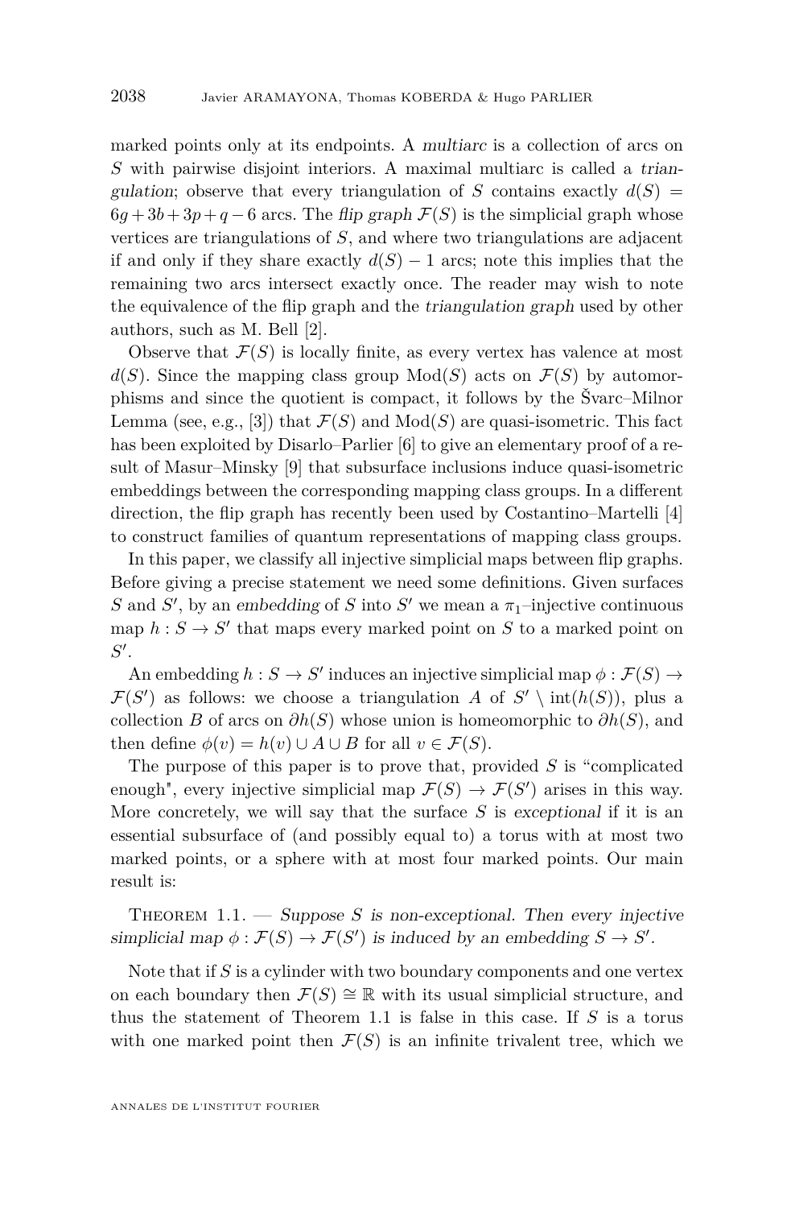marked points only at its endpoints. A *multiarc* is a collection of arcs on $S$ with pairwise disjoint interiors. A maximal multiarc is called a *triangulation*; observe that every triangulation of $S$ contains exactly $d(S) = 6g + 3b + 3p + q - 6$ arcs. The *flip graph* $\mathcal{F}(S)$ is the simplicial graph whose vertices are triangulations of $S$, and where two triangulations are adjacent if and only if they share exactly $d(S) - 1$ arcs; note this implies that the remaining two arcs intersect exactly once. The reader may wish to note the equivalence of the flip graph and the *triangulation graph* used by other authors, such as M. Bell [2].

Observe that $\mathcal{F}(S)$ is locally finite, as every vertex has valence at most $d(S)$. Since the mapping class group $\mathrm{Mod}(S)$ acts on $\mathcal{F}(S)$ by automorphisms and since the quotient is compact, it follows by the Švarc–Milnor Lemma (see, e.g., [3]) that $\mathcal{F}(S)$ and $\mathrm{Mod}(S)$ are quasi-isometric. This fact has been exploited by Disarlo–Parlier [6] to give an elementary proof of a result of Masur–Minsky [9] that subsurface inclusions induce quasi-isometric embeddings between the corresponding mapping class groups. In a different direction, the flip graph has recently been used by Costantino–Martelli [4] to construct families of quantum representations of mapping class groups.

In this paper, we classify all injective simplicial maps between flip graphs. Before giving a precise statement we need some definitions. Given surfaces $S$ and $S'$, by an *embedding* of $S$ into $S'$ we mean a $\pi_1$–injective continuous map $h : S \to S'$ that maps every marked point on $S$ to a marked point on $S'$.

An embedding $h : S \to S'$ induces an injective simplicial map $\phi : \mathcal{F}(S) \to \mathcal{F}(S')$ as follows: we choose a triangulation $A$ of $S' \setminus \mathrm{int}(h(S))$, plus a collection $B$ of arcs on $\partial h(S)$ whose union is homeomorphic to $\partial h(S)$, and then define $\phi(v) = h(v) \cup A \cup B$ for all $v \in \mathcal{F}(S)$.

The purpose of this paper is to prove that, provided $S$ is "complicated enough", every injective simplicial map $\mathcal{F}(S) \to \mathcal{F}(S')$ arises in this way. More concretely, we will say that the surface $S$ is *exceptional* if it is an essential subsurface of (and possibly equal to) a torus with at most two marked points, or a sphere with at most four marked points. Our main result is:

Theorem 1.1. — *Suppose $S$ is non-exceptional. Then every injective simplicial map $\phi : \mathcal{F}(S) \to \mathcal{F}(S')$ is induced by an embedding $S \to S'$.*

Note that if $S$ is a cylinder with two boundary components and one vertex on each boundary then $\mathcal{F}(S) \cong \mathbb{R}$ with its usual simplicial structure, and thus the statement of Theorem 1.1 is false in this case. If $S$ is a torus with one marked point then $\mathcal{F}(S)$ is an infinite trivalent tree, which we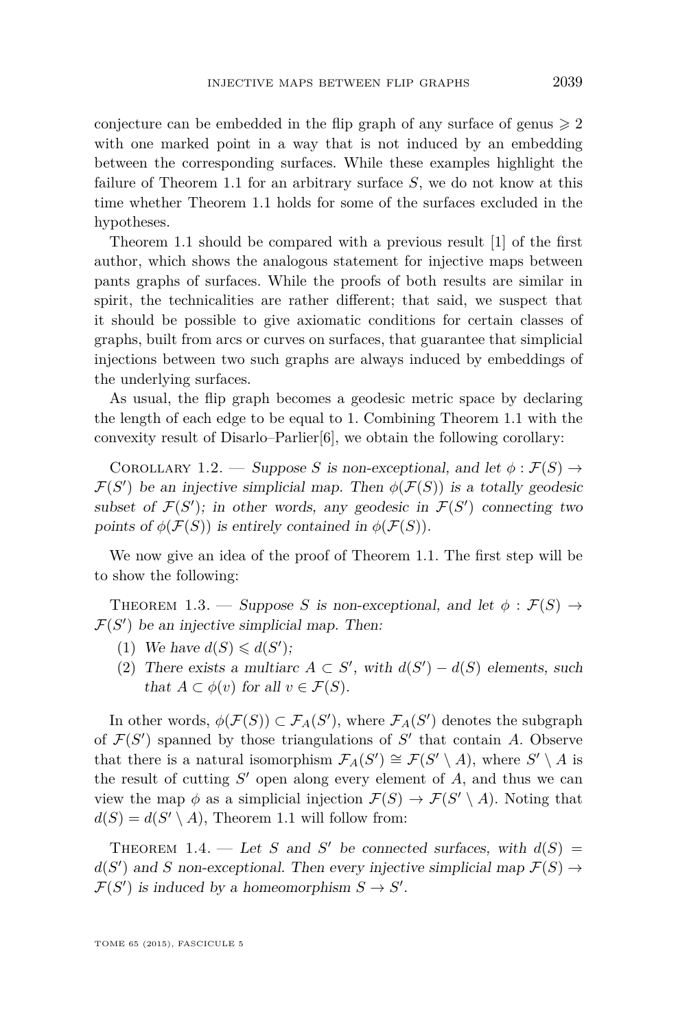conjecture can be embedded in the flip graph of any surface of genus $\geqslant 2$ with one marked point in a way that is not induced by an embedding between the corresponding surfaces. While these examples highlight the failure of Theorem 1.1 for an arbitrary surface $S$, we do not know at this time whether Theorem 1.1 holds for some of the surfaces excluded in the hypotheses.

Theorem 1.1 should be compared with a previous result [1] of the first author, which shows the analogous statement for injective maps between pants graphs of surfaces. While the proofs of both results are similar in spirit, the technicalities are rather different; that said, we suspect that it should be possible to give axiomatic conditions for certain classes of graphs, built from arcs or curves on surfaces, that guarantee that simplicial injections between two such graphs are always induced by embeddings of the underlying surfaces.

As usual, the flip graph becomes a geodesic metric space by declaring the length of each edge to be equal to 1. Combining Theorem 1.1 with the convexity result of Disarlo–Parlier[6], we obtain the following corollary:

Corollary 1.2. — *Suppose $S$ is non-exceptional, and let $\phi : \mathcal{F}(S) \to \mathcal{F}(S')$ be an injective simplicial map. Then $\phi(\mathcal{F}(S))$ is a totally geodesic subset of $\mathcal{F}(S')$; in other words, any geodesic in $\mathcal{F}(S')$ connecting two points of $\phi(\mathcal{F}(S))$ is entirely contained in $\phi(\mathcal{F}(S))$.*

We now give an idea of the proof of Theorem 1.1. The first step will be to show the following:

Theorem 1.3. — *Suppose $S$ is non-exceptional, and let $\phi : \mathcal{F}(S) \to \mathcal{F}(S')$ be an injective simplicial map. Then:*

1. *We have $d(S) \leqslant d(S')$;*
2. *There exists a multiarc $A \subset S'$, with $d(S') - d(S)$ elements, such that $A \subset \phi(v)$ for all $v \in \mathcal{F}(S)$.*

In other words, $\phi(\mathcal{F}(S)) \subset \mathcal{F}_A(S')$, where $\mathcal{F}_A(S')$ denotes the subgraph of $\mathcal{F}(S')$ spanned by those triangulations of $S'$ that contain $A$. Observe that there is a natural isomorphism $\mathcal{F}_A(S') \cong \mathcal{F}(S' \setminus A)$, where $S' \setminus A$ is the result of cutting $S'$ open along every element of $A$, and thus we can view the map $\phi$ as a simplicial injection $\mathcal{F}(S) \to \mathcal{F}(S' \setminus A)$. Noting that $d(S) = d(S' \setminus A)$, Theorem 1.1 will follow from:

Theorem 1.4. — *Let $S$ and $S'$ be connected surfaces, with $d(S) = d(S')$ and $S$ non-exceptional. Then every injective simplicial map $\mathcal{F}(S) \to \mathcal{F}(S')$ is induced by a homeomorphism $S \to S'$.*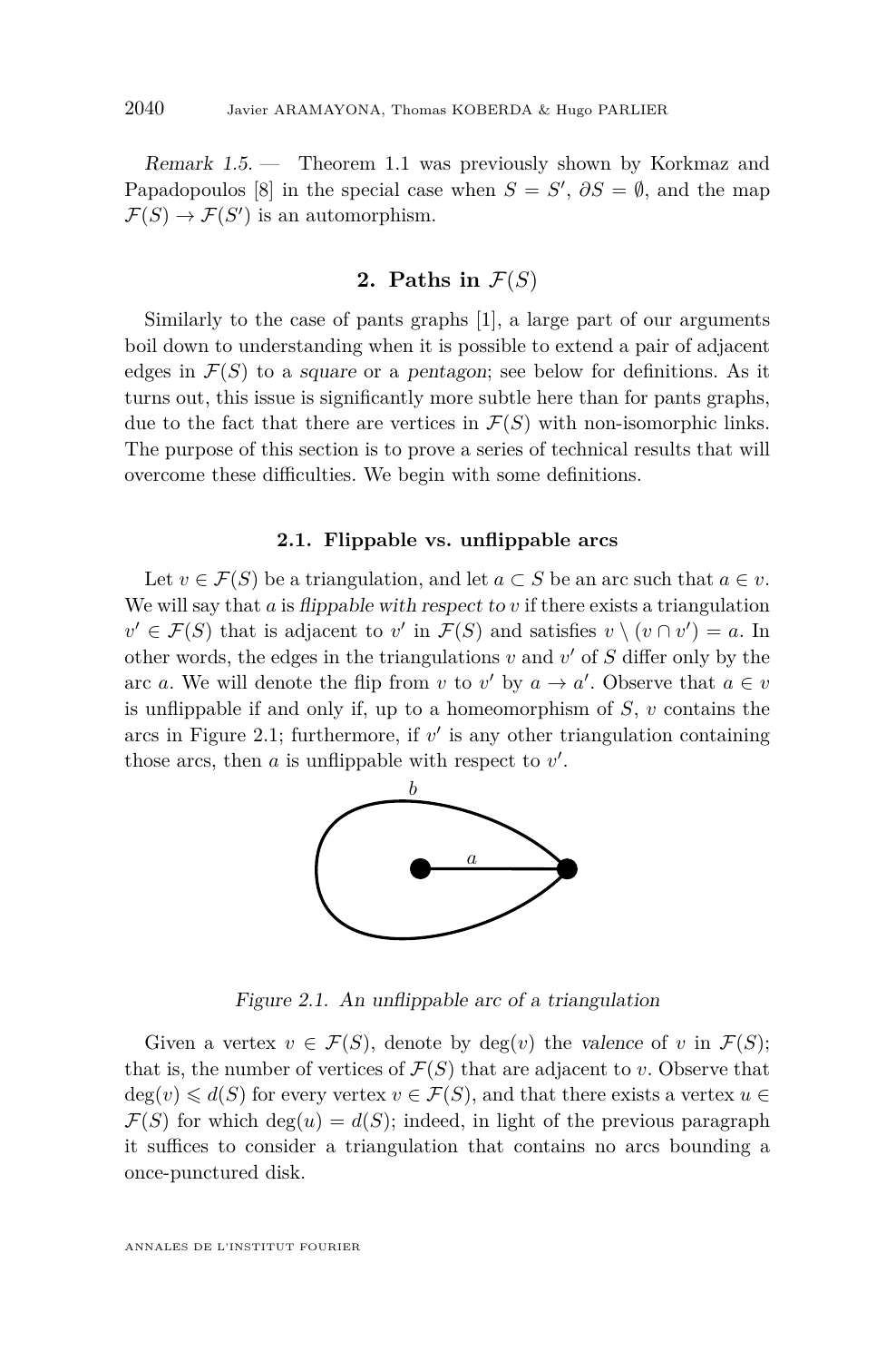*Remark 1.5.* — Theorem 1.1 was previously shown by Korkmaz and Papadopoulos [8] in the special case when $S = S'$, $\partial S = \emptyset$, and the map $\mathcal{F}(S) \to \mathcal{F}(S')$ is an automorphism.

## 2. Paths in $\mathcal{F}(S)$

Similarly to the case of pants graphs [1], a large part of our arguments boil down to understanding when it is possible to extend a pair of adjacent edges in $\mathcal{F}(S)$ to a *square* or a *pentagon*; see below for definitions. As it turns out, this issue is significantly more subtle here than for pants graphs, due to the fact that there are vertices in $\mathcal{F}(S)$ with non-isomorphic links. The purpose of this section is to prove a series of technical results that will overcome these difficulties. We begin with some definitions.

### 2.1. Flippable vs. unflippable arcs

Let $v \in \mathcal{F}(S)$ be a triangulation, and let $a \subset S$ be an arc such that $a \in v$. We will say that $a$ is *flippable with respect to* $v$ if there exists a triangulation $v' \in \mathcal{F}(S)$ that is adjacent to $v'$ in $\mathcal{F}(S)$ and satisfies $v \setminus (v \cap v') = a$. In other words, the edges in the triangulations $v$ and $v'$ of $S$ differ only by the arc $a$. We will denote the flip from $v$ to $v'$ by $a \to a'$. Observe that $a \in v$ is unflippable if and only if, up to a homeomorphism of $S$, $v$ contains the arcs in Figure 2.1; furthermore, if $v'$ is any other triangulation containing those arcs, then $a$ is unflippable with respect to $v'$.

*Figure 2.1. An unflippable arc of a triangulation*

Given a vertex $v \in \mathcal{F}(S)$, denote by $\deg(v)$ the *valence* of $v$ in $\mathcal{F}(S)$; that is, the number of vertices of $\mathcal{F}(S)$ that are adjacent to $v$. Observe that $\deg(v) \leqslant d(S)$ for every vertex $v \in \mathcal{F}(S)$, and that there exists a vertex $u \in \mathcal{F}(S)$ for which $\deg(u) = d(S)$; indeed, in light of the previous paragraph it suffices to consider a triangulation that contains no arcs bounding a once-punctured disk.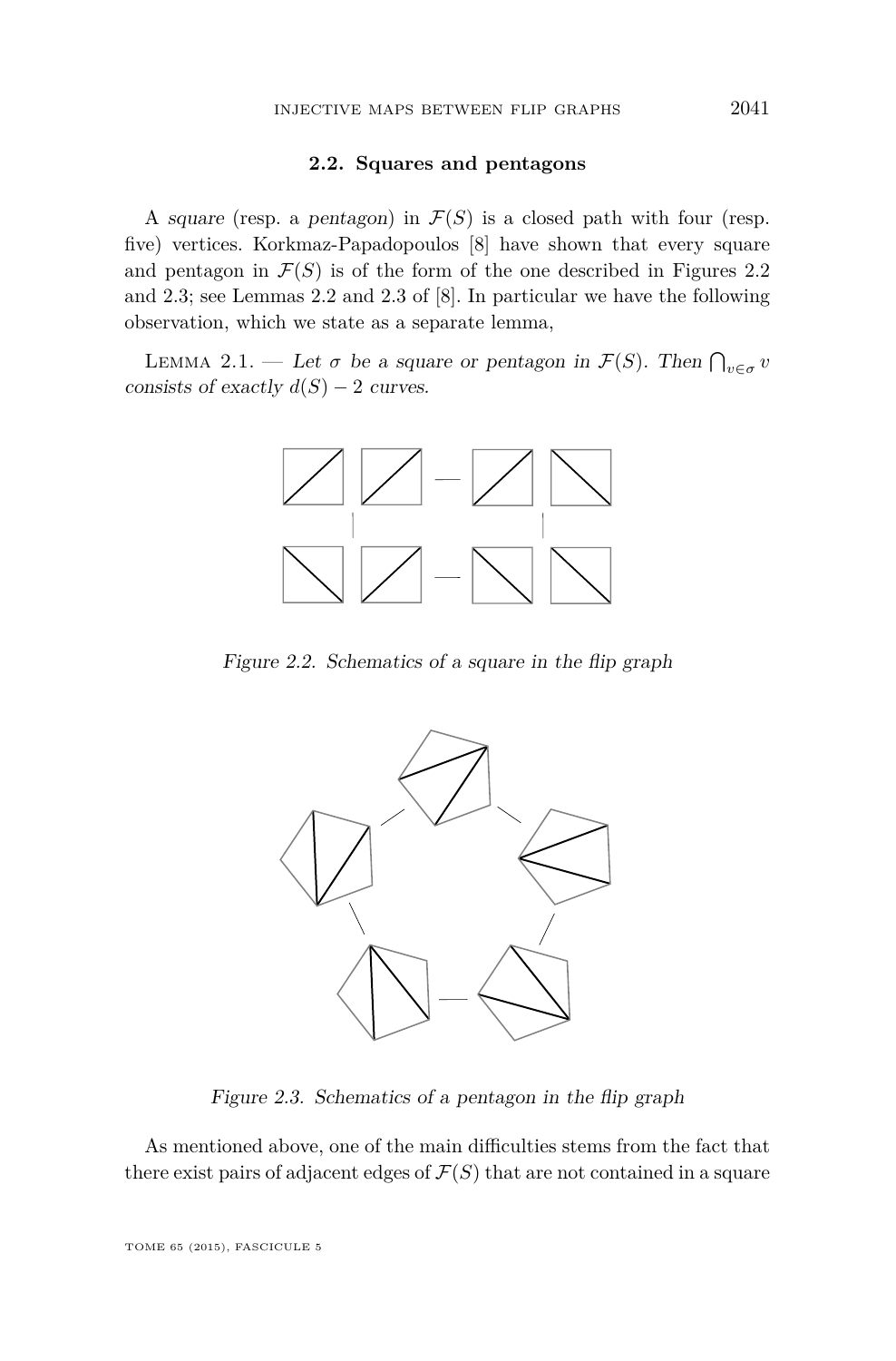### 2.2. Squares and pentagons

A *square* (resp. a *pentagon*) in $\mathcal{F}(S)$ is a closed path with four (resp. five) vertices. Korkmaz-Papadopoulos [8] have shown that every square and pentagon in $\mathcal{F}(S)$ is of the form of the one described in Figures 2.2 and 2.3; see Lemmas 2.2 and 2.3 of [8]. In particular we have the following observation, which we state as a separate lemma,

Lemma 2.1. — *Let $\sigma$ be a square or pentagon in $\mathcal{F}(S)$. Then $\bigcap_{v \in \sigma} v$ consists of exactly $d(S) - 2$ curves.*

*Figure 2.2. Schematics of a square in the flip graph*

*Figure 2.3. Schematics of a pentagon in the flip graph*

As mentioned above, one of the main difficulties stems from the fact that there exist pairs of adjacent edges of $\mathcal{F}(S)$ that are not contained in a square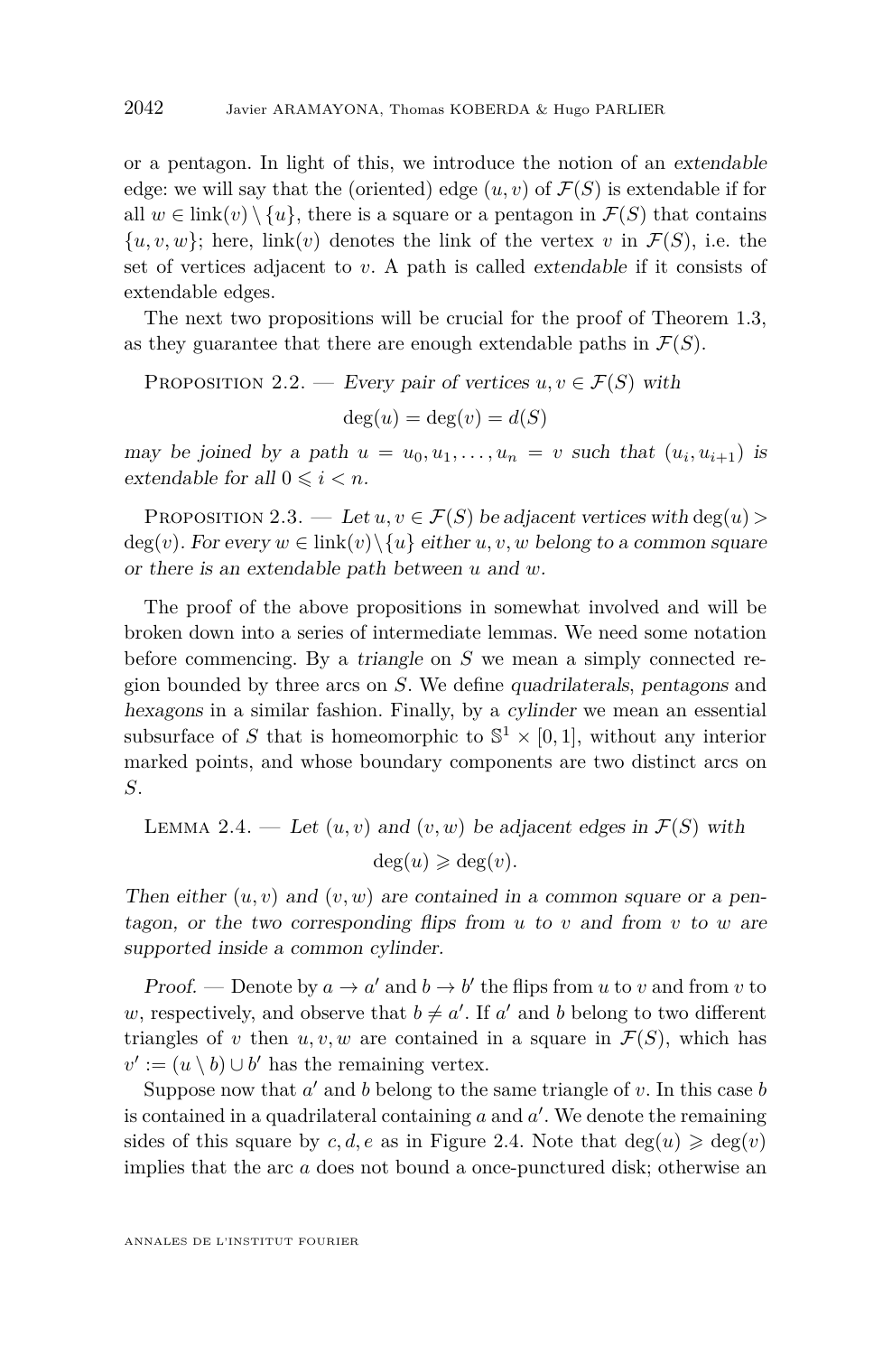or a pentagon. In light of this, we introduce the notion of an *extendable* edge: we will say that the (oriented) edge $(u,v)$ of $\mathcal{F}(S)$ is extendable if for all $w \in \operatorname{link}(v) \setminus \{u\}$, there is a square or a pentagon in $\mathcal{F}(S)$ that contains $\{u,v,w\}$; here, $\operatorname{link}(v)$ denotes the link of the vertex $v$ in $\mathcal{F}(S)$, i.e. the set of vertices adjacent to $v$. A path is called *extendable* if it consists of extendable edges.

The next two propositions will be crucial for the proof of Theorem 1.3, as they guarantee that there are enough extendable paths in $\mathcal{F}(S)$.

Proposition 2.2. — *Every pair of vertices $u, v \in \mathcal{F}(S)$ with*

$$\deg(u) = \deg(v) = d(S)$$

*may be joined by a path $u = u_0, u_1, \ldots, u_n = v$ such that $(u_i, u_{i+1})$ is extendable for all $0 \leqslant i < n$.*

Proposition 2.3. — *Let $u, v \in \mathcal{F}(S)$ be adjacent vertices with $\deg(u) > \deg(v)$. For every $w \in \operatorname{link}(v) \setminus \{u\}$ either $u, v, w$ belong to a common square or there is an extendable path between $u$ and $w$.*

The proof of the above propositions in somewhat involved and will be broken down into a series of intermediate lemmas. We need some notation before commencing. By a *triangle* on $S$ we mean a simply connected region bounded by three arcs on $S$. We define *quadrilaterals*, *pentagons* and *hexagons* in a similar fashion. Finally, by a *cylinder* we mean an essential subsurface of $S$ that is homeomorphic to $\mathbb{S}^1 \times [0,1]$, without any interior marked points, and whose boundary components are two distinct arcs on $S$.

Lemma 2.4. — *Let $(u,v)$ and $(v,w)$ be adjacent edges in $\mathcal{F}(S)$ with*

$$\deg(u) \geqslant \deg(v).$$

*Then either $(u,v)$ and $(v,w)$ are contained in a common square or a pentagon, or the two corresponding flips from $u$ to $v$ and from $v$ to $w$ are supported inside a common cylinder.*

*Proof.* — Denote by $a \to a'$ and $b \to b'$ the flips from $u$ to $v$ and from $v$ to $w$, respectively, and observe that $b \neq a'$. If $a'$ and $b$ belong to two different triangles of $v$ then $u, v, w$ are contained in a square in $\mathcal{F}(S)$, which has $v' := (u \setminus b) \cup b'$ has the remaining vertex.

Suppose now that $a'$ and $b$ belong to the same triangle of $v$. In this case $b$ is contained in a quadrilateral containing $a$ and $a'$. We denote the remaining sides of this square by $c, d, e$ as in Figure 2.4. Note that $\deg(u) \geqslant \deg(v)$ implies that the arc $a$ does not bound a once-punctured disk; otherwise an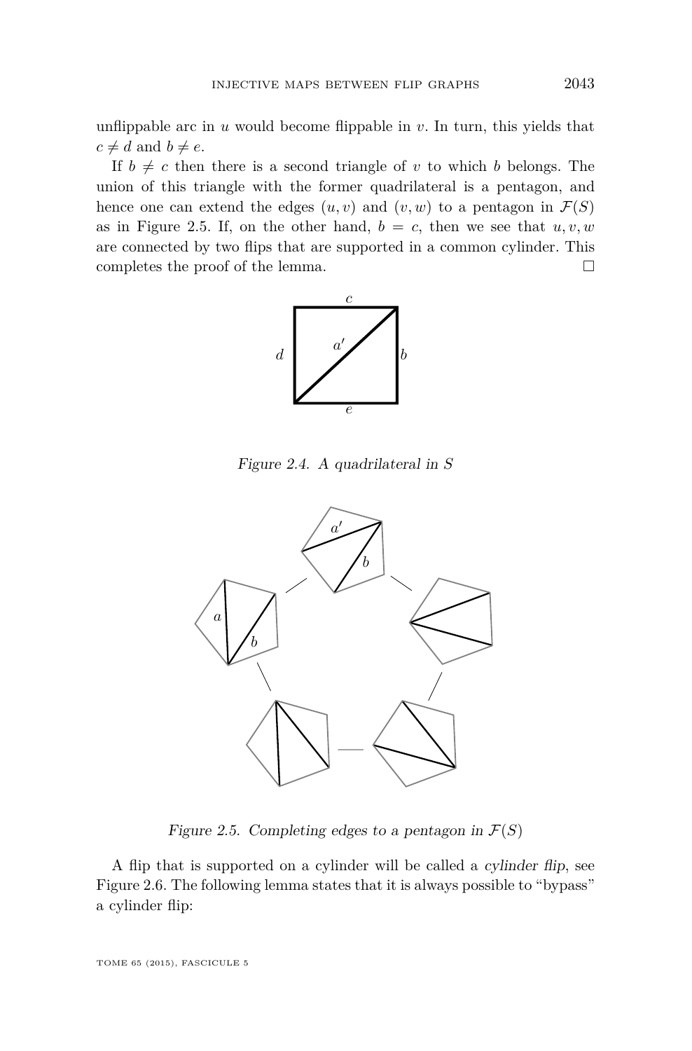unflippable arc in $u$ would become flippable in $v$. In turn, this yields that $c \neq d$ and $b \neq e$.

If $b \neq c$ then there is a second triangle of $v$ to which $b$ belongs. The union of this triangle with the former quadrilateral is a pentagon, and hence one can extend the edges $(u, v)$ and $(v, w)$ to a pentagon in $\mathcal{F}(S)$ as in Figure 2.5. If, on the other hand, $b = c$, then we see that $u, v, w$ are connected by two flips that are supported in a common cylinder. This completes the proof of the lemma. □

*Figure 2.4. A quadrilateral in $S$*

*Figure 2.5. Completing edges to a pentagon in $\mathcal{F}(S)$*

A flip that is supported on a cylinder will be called a *cylinder flip*, see Figure 2.6. The following lemma states that it is always possible to "bypass" a cylinder flip: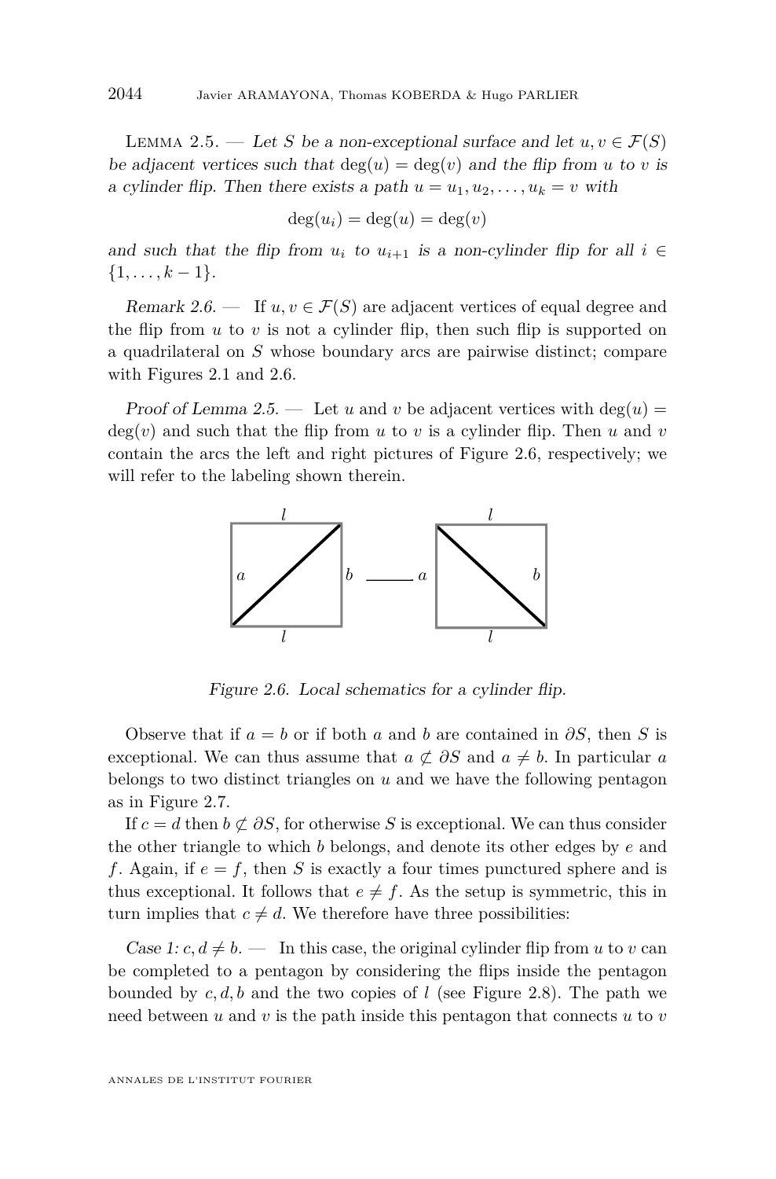LEMMA 2.5. — *Let $S$ be a non-exceptional surface and let $u, v \in \mathcal{F}(S)$ be adjacent vertices such that $\deg(u) = \deg(v)$ and the flip from $u$ to $v$ is a cylinder flip. Then there exists a path $u = u_1, u_2, \ldots, u_k = v$ with*

$$\deg(u_i) = \deg(u) = \deg(v)$$

*and such that the flip from $u_i$ to $u_{i+1}$ is a non-cylinder flip for all $i \in \{1, \ldots, k-1\}$.*

*Remark 2.6.* — If $u, v \in \mathcal{F}(S)$ are adjacent vertices of equal degree and the flip from $u$ to $v$ is not a cylinder flip, then such flip is supported on a quadrilateral on $S$ whose boundary arcs are pairwise distinct; compare with Figures 2.1 and 2.6.

*Proof of Lemma 2.5.* — Let $u$ and $v$ be adjacent vertices with $\deg(u) = \deg(v)$ and such that the flip from $u$ to $v$ is a cylinder flip. Then $u$ and $v$ contain the arcs the left and right pictures of Figure 2.6, respectively; we will refer to the labeling shown therein.

Figure 2.6. Local schematics for a cylinder flip.

Observe that if $a = b$ or if both $a$ and $b$ are contained in $\partial S$, then $S$ is exceptional. We can thus assume that $a \not\subset \partial S$ and $a \neq b$. In particular $a$ belongs to two distinct triangles on $u$ and we have the following pentagon as in Figure 2.7.

If $c = d$ then $b \not\subset \partial S$, for otherwise $S$ is exceptional. We can thus consider the other triangle to which $b$ belongs, and denote its other edges by $e$ and $f$. Again, if $e = f$, then $S$ is exactly a four times punctured sphere and is thus exceptional. It follows that $e \neq f$. As the setup is symmetric, this in turn implies that $c \neq d$. We therefore have three possibilities:

*Case 1: $c, d \neq b$.* — In this case, the original cylinder flip from $u$ to $v$ can be completed to a pentagon by considering the flips inside the pentagon bounded by $c, d, b$ and the two copies of $l$ (see Figure 2.8). The path we need between $u$ and $v$ is the path inside this pentagon that connects $u$ to $v$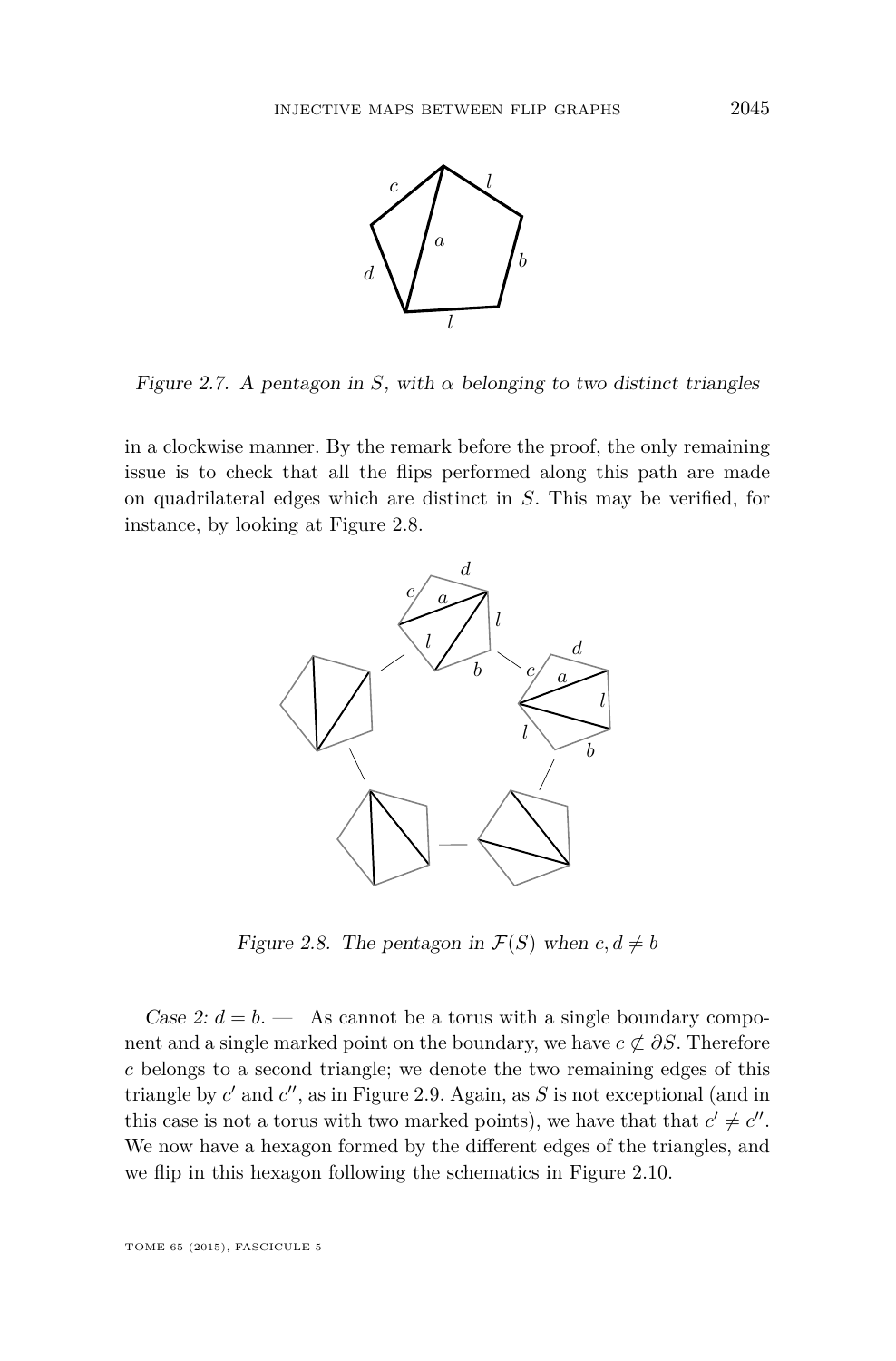Figure 2.7. A pentagon in $S$, with $\alpha$ belonging to two distinct triangles

in a clockwise manner. By the remark before the proof, the only remaining issue is to check that all the flips performed along this path are made on quadrilateral edges which are distinct in $S$. This may be verified, for instance, by looking at Figure 2.8.

Figure 2.8. The pentagon in $\mathcal{F}(S)$ when $c, d \neq b$

*Case 2: $d = b$.* — As cannot be a torus with a single boundary component and a single marked point on the boundary, we have $c \not\subset \partial S$. Therefore $c$ belongs to a second triangle; we denote the two remaining edges of this triangle by $c'$ and $c''$, as in Figure 2.9. Again, as $S$ is not exceptional (and in this case is not a torus with two marked points), we have that that $c' \neq c''$. We now have a hexagon formed by the different edges of the triangles, and we flip in this hexagon following the schematics in Figure 2.10.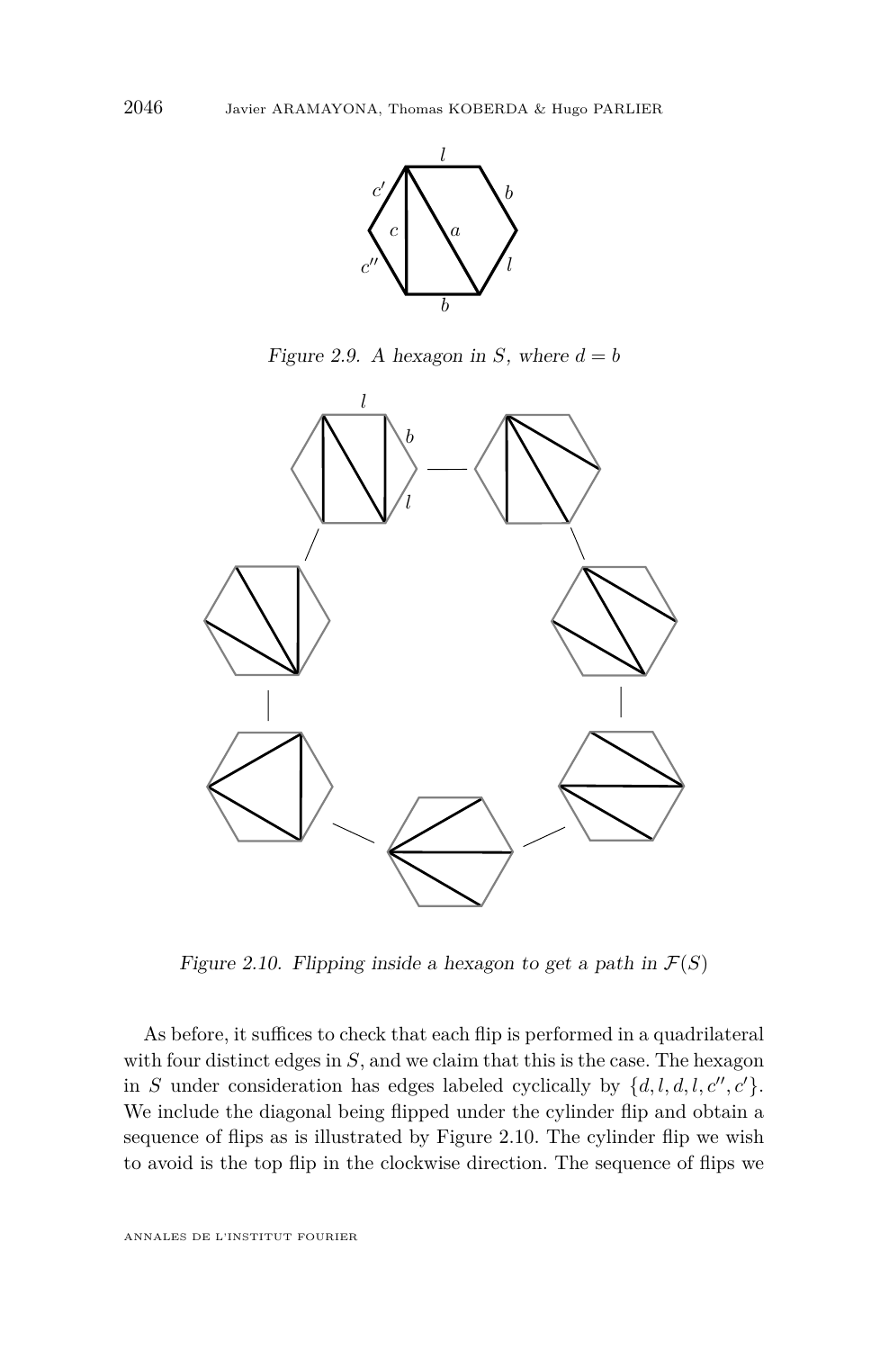Figure 2.9. A hexagon in $S$, where $d = b$

Figure 2.10. Flipping inside a hexagon to get a path in $\mathcal{F}(S)$

As before, it suffices to check that each flip is performed in a quadrilateral with four distinct edges in $S$, and we claim that this is the case. The hexagon in $S$ under consideration has edges labeled cyclically by $\{d, l, d, l, c'', c'\}$. We include the diagonal being flipped under the cylinder flip and obtain a sequence of flips as is illustrated by Figure 2.10. The cylinder flip we wish to avoid is the top flip in the clockwise direction. The sequence of flips we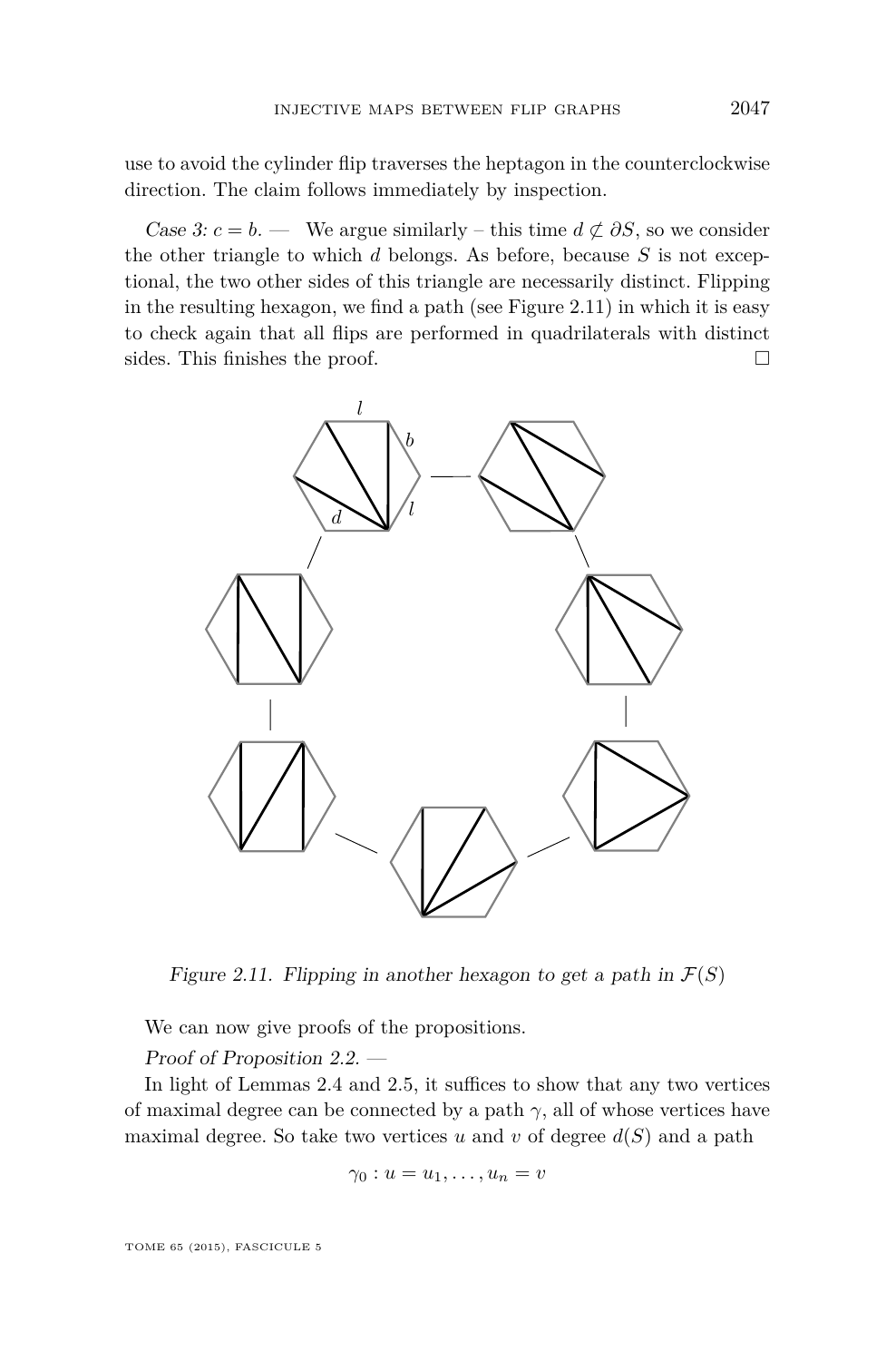use to avoid the cylinder flip traverses the heptagon in the counterclockwise direction. The claim follows immediately by inspection.

*Case 3: $c = b$.* — We argue similarly – this time $d \not\subset \partial S$, so we consider the other triangle to which $d$ belongs. As before, because $S$ is not exceptional, the two other sides of this triangle are necessarily distinct. Flipping in the resulting hexagon, we find a path (see Figure 2.11) in which it is easy to check again that all flips are performed in quadrilaterals with distinct sides. This finishes the proof. □

*Figure 2.11. Flipping in another hexagon to get a path in $\mathcal{F}(S)$*

We can now give proofs of the propositions.

*Proof of Proposition 2.2.* —

In light of Lemmas 2.4 and 2.5, it suffices to show that any two vertices of maximal degree can be connected by a path $\gamma$, all of whose vertices have maximal degree. So take two vertices $u$ and $v$ of degree $d(S)$ and a path

$$\gamma_0 : u = u_1, \ldots, u_n = v$$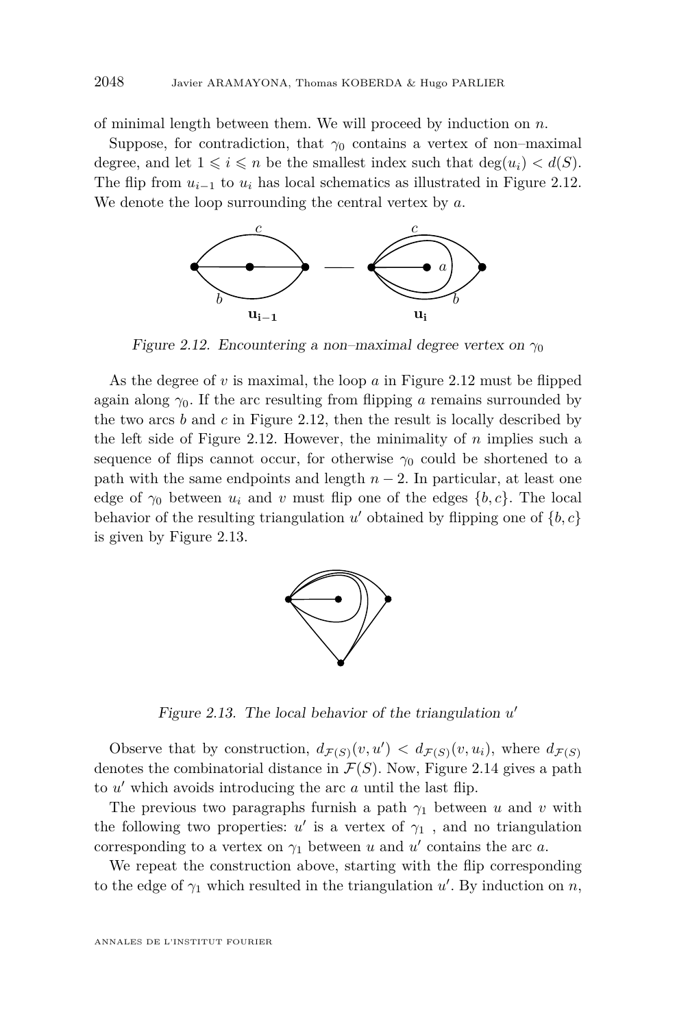of minimal length between them. We will proceed by induction on $n$.

Suppose, for contradiction, that $\gamma_0$ contains a vertex of non–maximal degree, and let $1 \leqslant i \leqslant n$ be the smallest index such that $\deg(u_i) < d(S)$. The flip from $u_{i-1}$ to $u_i$ has local schematics as illustrated in Figure 2.12. We denote the loop surrounding the central vertex by $a$.

*Figure 2.12. Encountering a non–maximal degree vertex on $\gamma_0$*

As the degree of $v$ is maximal, the loop $a$ in Figure 2.12 must be flipped again along $\gamma_0$. If the arc resulting from flipping $a$ remains surrounded by the two arcs $b$ and $c$ in Figure 2.12, then the result is locally described by the left side of Figure 2.12. However, the minimality of $n$ implies such a sequence of flips cannot occur, for otherwise $\gamma_0$ could be shortened to a path with the same endpoints and length $n-2$. In particular, at least one edge of $\gamma_0$ between $u_i$ and $v$ must flip one of the edges $\{b, c\}$. The local behavior of the resulting triangulation $u'$ obtained by flipping one of $\{b, c\}$ is given by Figure 2.13.

*Figure 2.13. The local behavior of the triangulation $u'$*

Observe that by construction, $d_{\mathcal{F}(S)}(v, u') < d_{\mathcal{F}(S)}(v, u_i)$, where $d_{\mathcal{F}(S)}$ denotes the combinatorial distance in $\mathcal{F}(S)$. Now, Figure 2.14 gives a path to $u'$ which avoids introducing the arc $a$ until the last flip.

The previous two paragraphs furnish a path $\gamma_1$ between $u$ and $v$ with the following two properties: $u'$ is a vertex of $\gamma_1$ , and no triangulation corresponding to a vertex on $\gamma_1$ between $u$ and $u'$ contains the arc $a$.

We repeat the construction above, starting with the flip corresponding to the edge of $\gamma_1$ which resulted in the triangulation $u'$. By induction on $n$,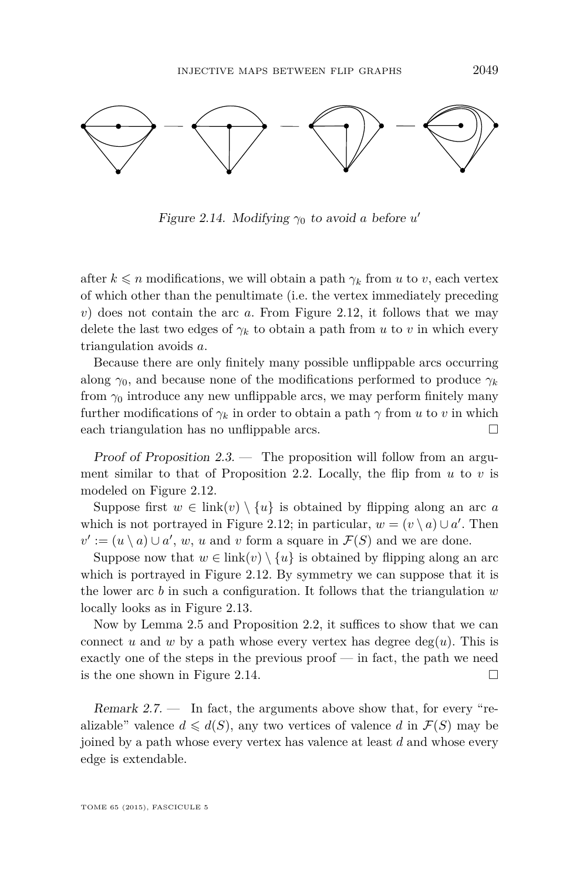*Figure 2.14. Modifying $\gamma_0$ to avoid $a$ before $u'$*

after $k \leqslant n$ modifications, we will obtain a path $\gamma_k$ from $u$ to $v$, each vertex of which other than the penultimate (i.e. the vertex immediately preceding $v$) does not contain the arc $a$. From Figure 2.12, it follows that we may delete the last two edges of $\gamma_k$ to obtain a path from $u$ to $v$ in which every triangulation avoids $a$.

Because there are only finitely many possible unflippable arcs occurring along $\gamma_0$, and because none of the modifications performed to produce $\gamma_k$ from $\gamma_0$ introduce any new unflippable arcs, we may perform finitely many further modifications of $\gamma_k$ in order to obtain a path $\gamma$ from $u$ to $v$ in which each triangulation has no unflippable arcs. □

*Proof of Proposition 2.3.* — The proposition will follow from an argument similar to that of Proposition 2.2. Locally, the flip from $u$ to $v$ is modeled on Figure 2.12.

Suppose first $w \in \operatorname{link}(v) \setminus \{u\}$ is obtained by flipping along an arc $a$ which is not portrayed in Figure 2.12; in particular, $w = (v \setminus a) \cup a'$. Then $v' := (u \setminus a) \cup a'$, $w$, $u$ and $v$ form a square in $\mathcal{F}(S)$ and we are done.

Suppose now that $w \in \operatorname{link}(v) \setminus \{u\}$ is obtained by flipping along an arc which is portrayed in Figure 2.12. By symmetry we can suppose that it is the lower arc $b$ in such a configuration. It follows that the triangulation $w$ locally looks as in Figure 2.13.

Now by Lemma 2.5 and Proposition 2.2, it suffices to show that we can connect $u$ and $w$ by a path whose every vertex has degree $\deg(u)$. This is exactly one of the steps in the previous proof — in fact, the path we need is the one shown in Figure 2.14. □

*Remark 2.7.* — In fact, the arguments above show that, for every "realizable" valence $d \leqslant d(S)$, any two vertices of valence $d$ in $\mathcal{F}(S)$ may be joined by a path whose every vertex has valence at least $d$ and whose every edge is extendable.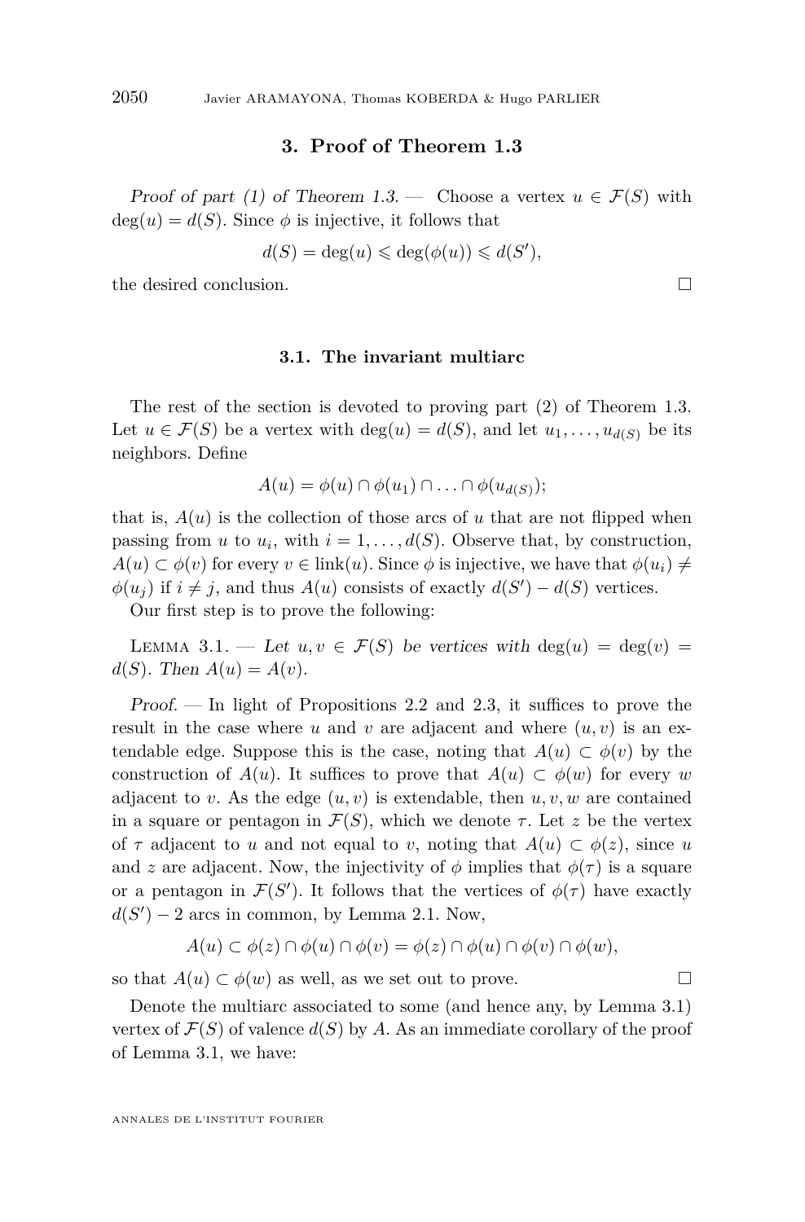## 3. Proof of Theorem 1.3

*Proof of part (1) of Theorem 1.3.* — Choose a vertex $u \in \mathcal{F}(S)$ with $\deg(u) = d(S)$. Since $\phi$ is injective, it follows that

$$d(S) = \deg(u) \leqslant \deg(\phi(u)) \leqslant d(S'),$$

the desired conclusion. □

### 3.1. The invariant multiarc

The rest of the section is devoted to proving part (2) of Theorem 1.3. Let $u \in \mathcal{F}(S)$ be a vertex with $\deg(u) = d(S)$, and let $u_1, \ldots, u_{d(S)}$ be its neighbors. Define

$$A(u) = \phi(u) \cap \phi(u_1) \cap \ldots \cap \phi(u_{d(S)});$$

that is, $A(u)$ is the collection of those arcs of $u$ that are not flipped when passing from $u$ to $u_i$, with $i = 1, \ldots, d(S)$. Observe that, by construction, $A(u) \subset \phi(v)$ for every $v \in \operatorname{link}(u)$. Since $\phi$ is injective, we have that $\phi(u_i) \neq \phi(u_j)$ if $i \neq j$, and thus $A(u)$ consists of exactly $d(S') - d(S)$ vertices.

Our first step is to prove the following:

Lemma 3.1. — *Let $u, v \in \mathcal{F}(S)$ be vertices with $\deg(u) = \deg(v) = d(S)$. Then $A(u) = A(v)$.*

*Proof.* — In light of Propositions 2.2 and 2.3, it suffices to prove the result in the case where $u$ and $v$ are adjacent and where $(u, v)$ is an extendable edge. Suppose this is the case, noting that $A(u) \subset \phi(v)$ by the construction of $A(u)$. It suffices to prove that $A(u) \subset \phi(w)$ for every $w$ adjacent to $v$. As the edge $(u, v)$ is extendable, then $u, v, w$ are contained in a square or pentagon in $\mathcal{F}(S)$, which we denote $\tau$. Let $z$ be the vertex of $\tau$ adjacent to $u$ and not equal to $v$, noting that $A(u) \subset \phi(z)$, since $u$ and $z$ are adjacent. Now, the injectivity of $\phi$ implies that $\phi(\tau)$ is a square or a pentagon in $\mathcal{F}(S')$. It follows that the vertices of $\phi(\tau)$ have exactly $d(S') - 2$ arcs in common, by Lemma 2.1. Now,

$$A(u) \subset \phi(z) \cap \phi(u) \cap \phi(v) = \phi(z) \cap \phi(u) \cap \phi(v) \cap \phi(w),$$

so that $A(u) \subset \phi(w)$ as well, as we set out to prove. □

Denote the multiarc associated to some (and hence any, by Lemma 3.1) vertex of $\mathcal{F}(S)$ of valence $d(S)$ by $A$. As an immediate corollary of the proof of Lemma 3.1, we have: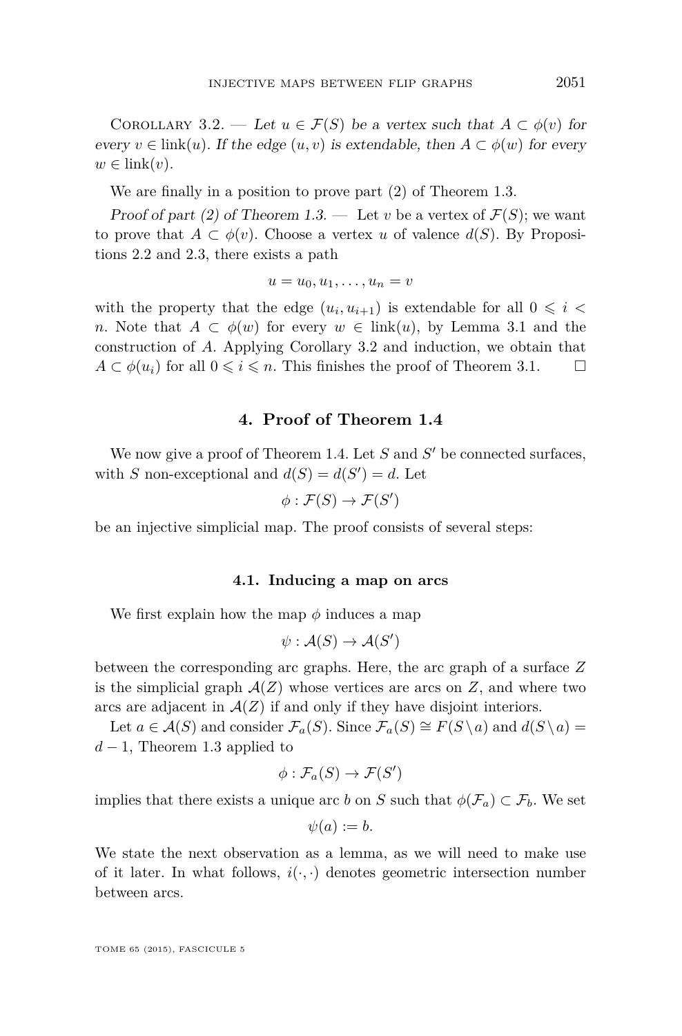Corollary 3.2. — *Let $u \in \mathcal{F}(S)$ be a vertex such that $A \subset \phi(v)$ for every $v \in \operatorname{link}(u)$. If the edge $(u, v)$ is extendable, then $A \subset \phi(w)$ for every $w \in \operatorname{link}(v)$.*

We are finally in a position to prove part (2) of Theorem 1.3.

*Proof of part (2) of Theorem 1.3.* — Let $v$ be a vertex of $\mathcal{F}(S)$; we want to prove that $A \subset \phi(v)$. Choose a vertex $u$ of valence $d(S)$. By Propositions 2.2 and 2.3, there exists a path

$$u = u_0, u_1, \ldots, u_n = v$$

with the property that the edge $(u_i, u_{i+1})$ is extendable for all $0 \leqslant i < n$. Note that $A \subset \phi(w)$ for every $w \in \operatorname{link}(u)$, by Lemma 3.1 and the construction of $A$. Applying Corollary 3.2 and induction, we obtain that $A \subset \phi(u_i)$ for all $0 \leqslant i \leqslant n$. This finishes the proof of Theorem 3.1. □

## 4. Proof of Theorem 1.4

We now give a proof of Theorem 1.4. Let $S$ and $S'$ be connected surfaces, with $S$ non-exceptional and $d(S) = d(S') = d$. Let

$$\phi : \mathcal{F}(S) \to \mathcal{F}(S')$$

be an injective simplicial map. The proof consists of several steps:

### 4.1. Inducing a map on arcs

We first explain how the map $\phi$ induces a map

$$\psi : \mathcal{A}(S) \to \mathcal{A}(S')$$

between the corresponding arc graphs. Here, the arc graph of a surface $Z$ is the simplicial graph $\mathcal{A}(Z)$ whose vertices are arcs on $Z$, and where two arcs are adjacent in $\mathcal{A}(Z)$ if and only if they have disjoint interiors.

Let $a \in \mathcal{A}(S)$ and consider $\mathcal{F}_a(S)$. Since $\mathcal{F}_a(S) \cong F(S \setminus a)$ and $d(S \setminus a) = d - 1$, Theorem 1.3 applied to

$$\phi : \mathcal{F}_a(S) \to \mathcal{F}(S')$$

implies that there exists a unique arc $b$ on $S$ such that $\phi(\mathcal{F}_a) \subset \mathcal{F}_b$. We set

$$\psi(a) := b.$$

We state the next observation as a lemma, as we will need to make use of it later. In what follows, $i(\cdot, \cdot)$ denotes geometric intersection number between arcs.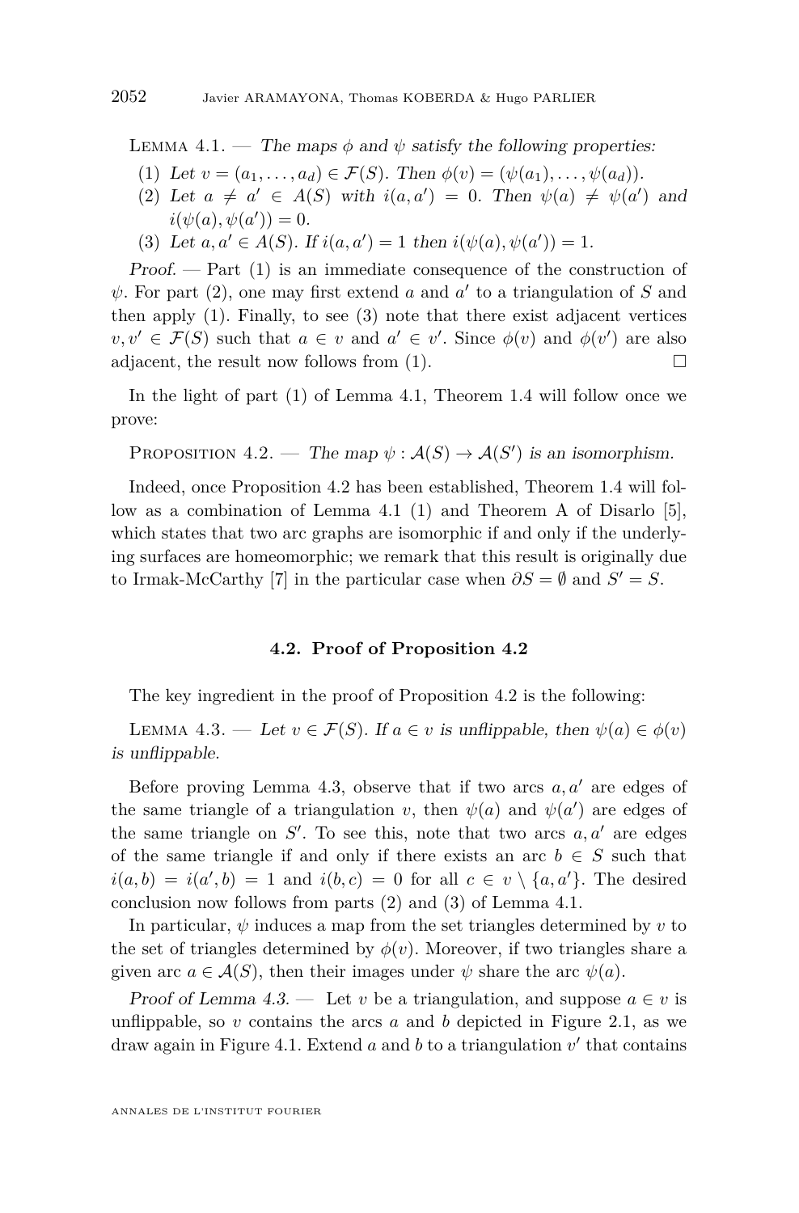Lemma 4.1. — *The maps $\phi$ and $\psi$ satisfy the following properties:*

1. *Let $v = (a_1, \dots, a_d) \in \mathcal{F}(S)$. Then $\phi(v) = (\psi(a_1), \dots, \psi(a_d))$.*
2. *Let $a \neq a' \in A(S)$ with $i(a, a') = 0$. Then $\psi(a) \neq \psi(a')$ and $i(\psi(a), \psi(a')) = 0$.*
3. *Let $a, a' \in A(S)$. If $i(a, a') = 1$ then $i(\psi(a), \psi(a')) = 1$.*

*Proof.* — Part (1) is an immediate consequence of the construction of $\psi$. For part (2), one may first extend $a$ and $a'$ to a triangulation of $S$ and then apply (1). Finally, to see (3) note that there exist adjacent vertices $v, v' \in \mathcal{F}(S)$ such that $a \in v$ and $a' \in v'$. Since $\phi(v)$ and $\phi(v')$ are also adjacent, the result now follows from (1). □

In the light of part (1) of Lemma 4.1, Theorem 1.4 will follow once we prove:

Proposition 4.2. — *The map $\psi : \mathcal{A}(S) \to \mathcal{A}(S')$ is an isomorphism.*

Indeed, once Proposition 4.2 has been established, Theorem 1.4 will follow as a combination of Lemma 4.1 (1) and Theorem A of Disarlo [5], which states that two arc graphs are isomorphic if and only if the underlying surfaces are homeomorphic; we remark that this result is originally due to Irmak-McCarthy [7] in the particular case when $\partial S = \emptyset$ and $S' = S$.

## 4.2. Proof of Proposition 4.2

The key ingredient in the proof of Proposition 4.2 is the following:

Lemma 4.3. — *Let $v \in \mathcal{F}(S)$. If $a \in v$ is unflippable, then $\psi(a) \in \phi(v)$ is unflippable.*

Before proving Lemma 4.3, observe that if two arcs $a, a'$ are edges of the same triangle of a triangulation $v$, then $\psi(a)$ and $\psi(a')$ are edges of the same triangle on $S'$. To see this, note that two arcs $a, a'$ are edges of the same triangle if and only if there exists an arc $b \in S$ such that $i(a, b) = i(a', b) = 1$ and $i(b, c) = 0$ for all $c \in v \setminus \{a, a'\}$. The desired conclusion now follows from parts (2) and (3) of Lemma 4.1.

In particular, $\psi$ induces a map from the set triangles determined by $v$ to the set of triangles determined by $\phi(v)$. Moreover, if two triangles share a given arc $a \in \mathcal{A}(S)$, then their images under $\psi$ share the arc $\psi(a)$.

*Proof of Lemma 4.3.* — Let $v$ be a triangulation, and suppose $a \in v$ is unflippable, so $v$ contains the arcs $a$ and $b$ depicted in Figure 2.1, as we draw again in Figure 4.1. Extend $a$ and $b$ to a triangulation $v'$ that contains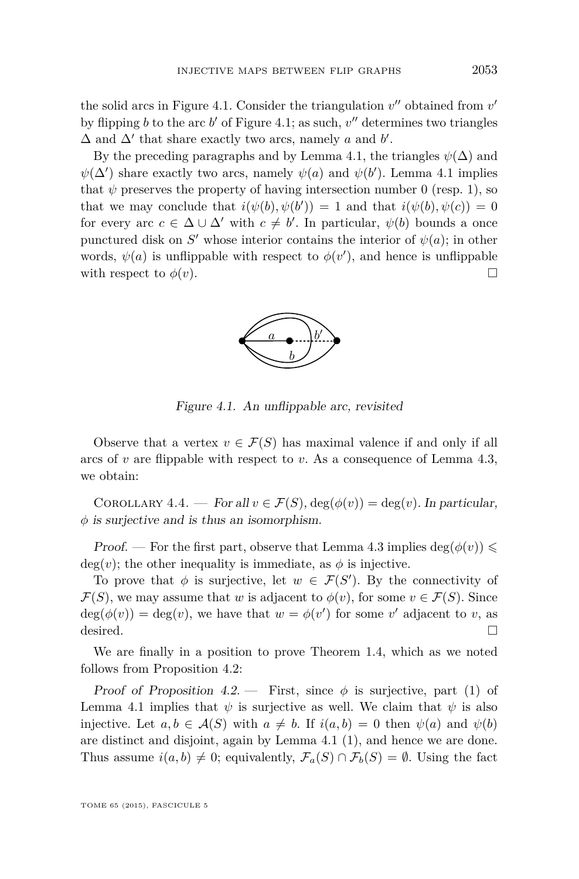the solid arcs in Figure 4.1. Consider the triangulation $v''$ obtained from $v'$ by flipping $b$ to the arc $b'$ of Figure 4.1; as such, $v''$ determines two triangles $\Delta$ and $\Delta'$ that share exactly two arcs, namely $a$ and $b'$.

By the preceding paragraphs and by Lemma 4.1, the triangles $\psi(\Delta)$ and $\psi(\Delta')$ share exactly two arcs, namely $\psi(a)$ and $\psi(b')$. Lemma 4.1 implies that $\psi$ preserves the property of having intersection number 0 (resp. 1), so that we may conclude that $i(\psi(b), \psi(b')) = 1$ and that $i(\psi(b), \psi(c)) = 0$ for every arc $c \in \Delta \cup \Delta'$ with $c \neq b'$. In particular, $\psi(b)$ bounds a once punctured disk on $S'$ whose interior contains the interior of $\psi(a)$; in other words, $\psi(a)$ is unflippable with respect to $\phi(v')$, and hence is unflippable with respect to $\phi(v)$. $\square$

*Figure 4.1. An unflippable arc, revisited*

Observe that a vertex $v \in \mathcal{F}(S)$ has maximal valence if and only if all arcs of $v$ are flippable with respect to $v$. As a consequence of Lemma 4.3, we obtain:

Corollary 4.4. — *For all $v \in \mathcal{F}(S)$, $\deg(\phi(v)) = \deg(v)$. In particular, $\phi$ is surjective and is thus an isomorphism.*

*Proof.* — For the first part, observe that Lemma 4.3 implies $\deg(\phi(v)) \leqslant \deg(v)$; the other inequality is immediate, as $\phi$ is injective.

To prove that $\phi$ is surjective, let $w \in \mathcal{F}(S')$. By the connectivity of $\mathcal{F}(S)$, we may assume that $w$ is adjacent to $\phi(v)$, for some $v \in \mathcal{F}(S)$. Since $\deg(\phi(v)) = \deg(v)$, we have that $w = \phi(v')$ for some $v'$ adjacent to $v$, as desired. $\square$

We are finally in a position to prove Theorem 1.4, which as we noted follows from Proposition 4.2:

*Proof of Proposition 4.2.* — First, since $\phi$ is surjective, part (1) of Lemma 4.1 implies that $\psi$ is surjective as well. We claim that $\psi$ is also injective. Let $a, b \in \mathcal{A}(S)$ with $a \neq b$. If $i(a,b) = 0$ then $\psi(a)$ and $\psi(b)$ are distinct and disjoint, again by Lemma 4.1 (1), and hence we are done. Thus assume $i(a,b) \neq 0$; equivalently, $\mathcal{F}_a(S) \cap \mathcal{F}_b(S) = \emptyset$. Using the fact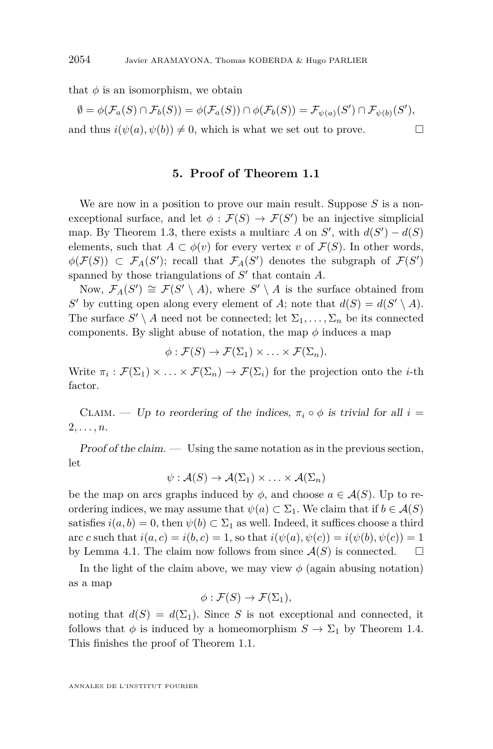that $\phi$ is an isomorphism, we obtain

$$\emptyset = \phi(\mathcal{F}_a(S) \cap \mathcal{F}_b(S)) = \phi(\mathcal{F}_a(S)) \cap \phi(\mathcal{F}_b(S)) = \mathcal{F}_{\psi(a)}(S') \cap \mathcal{F}_{\psi(b)}(S'),$$

and thus $i(\psi(a), \psi(b)) \neq 0$, which is what we set out to prove. □

## 5. Proof of Theorem 1.1

We are now in a position to prove our main result. Suppose $S$ is a non-exceptional surface, and let $\phi : \mathcal{F}(S) \to \mathcal{F}(S')$ be an injective simplicial map. By Theorem 1.3, there exists a multiarc $A$ on $S'$, with $d(S') - d(S)$ elements, such that $A \subset \phi(v)$ for every vertex $v$ of $\mathcal{F}(S)$. In other words, $\phi(\mathcal{F}(S)) \subset \mathcal{F}_A(S')$; recall that $\mathcal{F}_A(S')$ denotes the subgraph of $\mathcal{F}(S')$ spanned by those triangulations of $S'$ that contain $A$.

Now, $\mathcal{F}_A(S') \cong \mathcal{F}(S' \setminus A)$, where $S' \setminus A$ is the surface obtained from $S'$ by cutting open along every element of $A$; note that $d(S) = d(S' \setminus A)$. The surface $S' \setminus A$ need not be connected; let $\Sigma_1, \ldots, \Sigma_n$ be its connected components. By slight abuse of notation, the map $\phi$ induces a map

$$\phi : \mathcal{F}(S) \to \mathcal{F}(\Sigma_1) \times \ldots \times \mathcal{F}(\Sigma_n).$$

Write $\pi_i : \mathcal{F}(\Sigma_1) \times \ldots \times \mathcal{F}(\Sigma_n) \to \mathcal{F}(\Sigma_i)$ for the projection onto the $i$-th factor.

Claim. — *Up to reordering of the indices, $\pi_i \circ \phi$ is trivial for all $i = 2, \ldots, n$.*

*Proof of the claim.* — Using the same notation as in the previous section, let

$$\psi : \mathcal{A}(S) \to \mathcal{A}(\Sigma_1) \times \ldots \times \mathcal{A}(\Sigma_n)$$

be the map on arcs graphs induced by $\phi$, and choose $a \in \mathcal{A}(S)$. Up to re-ordering indices, we may assume that $\psi(a) \subset \Sigma_1$. We claim that if $b \in \mathcal{A}(S)$ satisfies $i(a, b) = 0$, then $\psi(b) \subset \Sigma_1$ as well. Indeed, it suffices choose a third arc $c$ such that $i(a, c) = i(b, c) = 1$, so that $i(\psi(a), \psi(c)) = i(\psi(b), \psi(c)) = 1$ by Lemma 4.1. The claim now follows from since $\mathcal{A}(S)$ is connected. □

In the light of the claim above, we may view $\phi$ (again abusing notation) as a map

$$\phi : \mathcal{F}(S) \to \mathcal{F}(\Sigma_1),$$

noting that $d(S) = d(\Sigma_1)$. Since $S$ is not exceptional and connected, it follows that $\phi$ is induced by a homeomorphism $S \to \Sigma_1$ by Theorem 1.4. This finishes the proof of Theorem 1.1.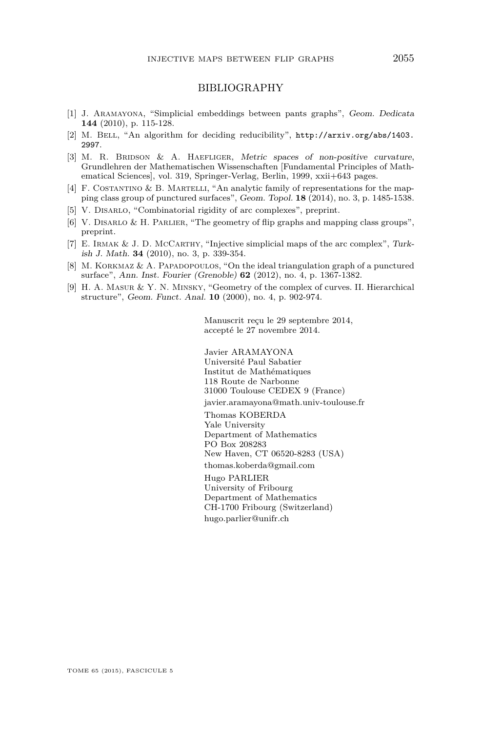## BIBLIOGRAPHY

[1] J. Aramayona, "Simplicial embeddings between pants graphs", *Geom. Dedicata* **144** (2010), p. 115-128.

[2] M. Bell, "An algorithm for deciding reducibility", http://arxiv.org/abs/1403.2997.

[3] M. R. Bridson & A. Haefliger, *Metric spaces of non-positive curvature*, Grundlehren der Mathematischen Wissenschaften [Fundamental Principles of Mathematical Sciences], vol. 319, Springer-Verlag, Berlin, 1999, xxii+643 pages.

[4] F. Costantino & B. Martelli, "An analytic family of representations for the mapping class group of punctured surfaces", *Geom. Topol.* **18** (2014), no. 3, p. 1485-1538.

[5] V. Disarlo, "Combinatorial rigidity of arc complexes", preprint.

[6] V. Disarlo & H. Parlier, "The geometry of flip graphs and mapping class groups", preprint.

[7] E. Irmak & J. D. McCarthy, "Injective simplicial maps of the arc complex", *Turkish J. Math.* **34** (2010), no. 3, p. 339-354.

[8] M. Korkmaz & A. Papadopoulos, "On the ideal triangulation graph of a punctured surface", *Ann. Inst. Fourier (Grenoble)* **62** (2012), no. 4, p. 1367-1382.

[9] H. A. Masur & Y. N. Minsky, "Geometry of the complex of curves. II. Hierarchical structure", *Geom. Funct. Anal.* **10** (2000), no. 4, p. 902-974.

Manuscrit reçu le 29 septembre 2014,
accepté le 27 novembre 2014.

Javier ARAMAYONA
Université Paul Sabatier
Institut de Mathématiques
118 Route de Narbonne
31000 Toulouse CEDEX 9 (France)
javier.aramayona@math.univ-toulouse.fr

Thomas KOBERDA
Yale University
Department of Mathematics
PO Box 208283
New Haven, CT 06520-8283 (USA)
thomas.koberda@gmail.com

Hugo PARLIER
University of Fribourg
Department of Mathematics
CH-1700 Fribourg (Switzerland)
hugo.parlier@unifr.ch